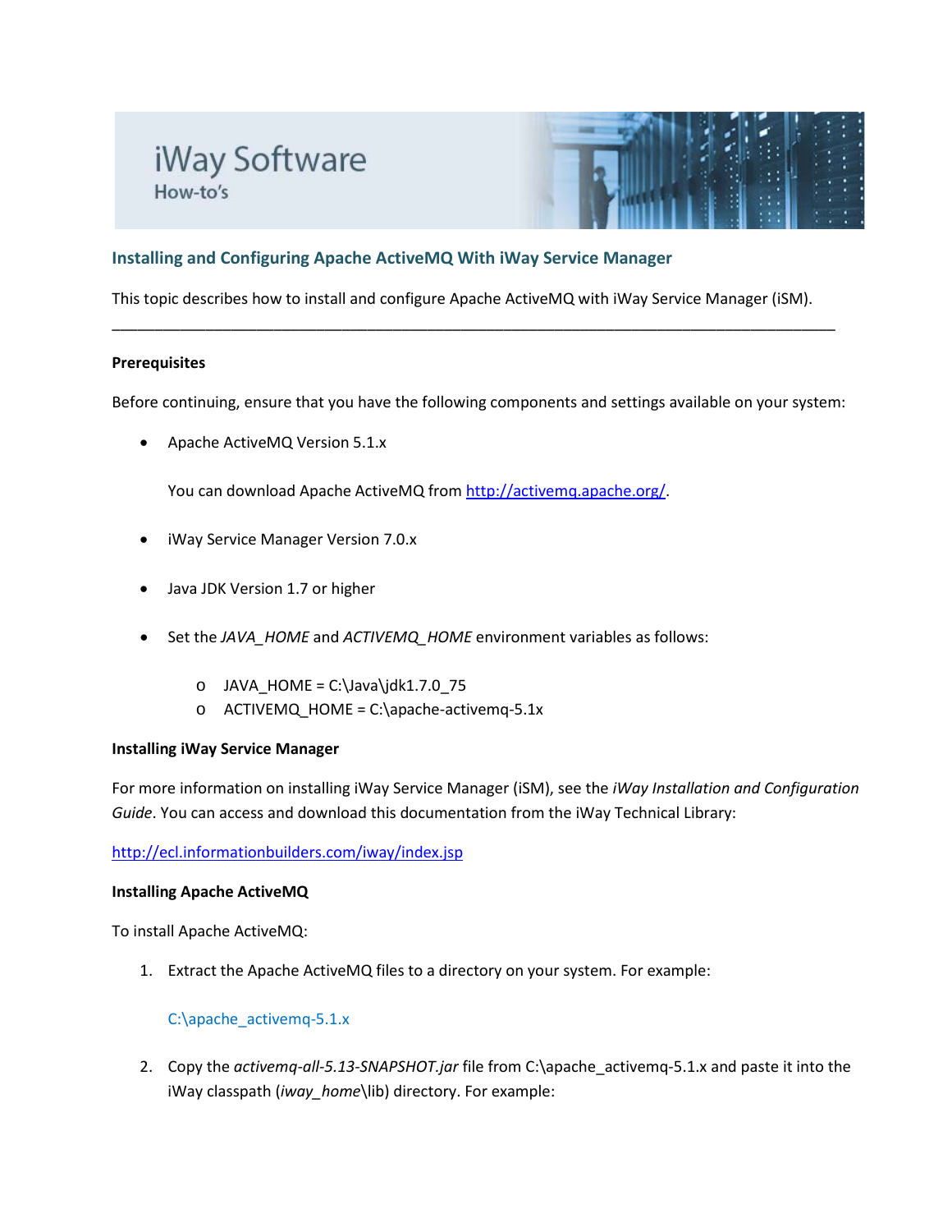iWay Software

How-to's

## Installing and Configuring Apache ActiveMQ With iWay Service Manager

This topic describes how to install and configure Apache ActiveMQ with iWay Service Manager (iSM).

---

**Prerequisites**

Before continuing, ensure that you have the following components and settings available on your system:

- Apache ActiveMQ Version 5.1.x

  You can download Apache ActiveMQ from http://activemq.apache.org/.

- iWay Service Manager Version 7.0.x

- Java JDK Version 1.7 or higher

- Set the *JAVA_HOME* and *ACTIVEMQ_HOME* environment variables as follows:

  - JAVA_HOME = C:\Java\jdk1.7.0_75
  - ACTIVEMQ_HOME = C:\apache-activemq-5.1x

**Installing iWay Service Manager**

For more information on installing iWay Service Manager (iSM), see the *iWay Installation and Configuration Guide*. You can access and download this documentation from the iWay Technical Library:

http://ecl.informationbuilders.com/iway/index.jsp

**Installing Apache ActiveMQ**

To install Apache ActiveMQ:

1. Extract the Apache ActiveMQ files to a directory on your system. For example:

   C:\apache_activemq-5.1.x

2. Copy the *activemq-all-5.13-SNAPSHOT.jar* file from C:\apache_activemq-5.1.x and paste it into the iWay classpath (*iway_home*\lib) directory. For example: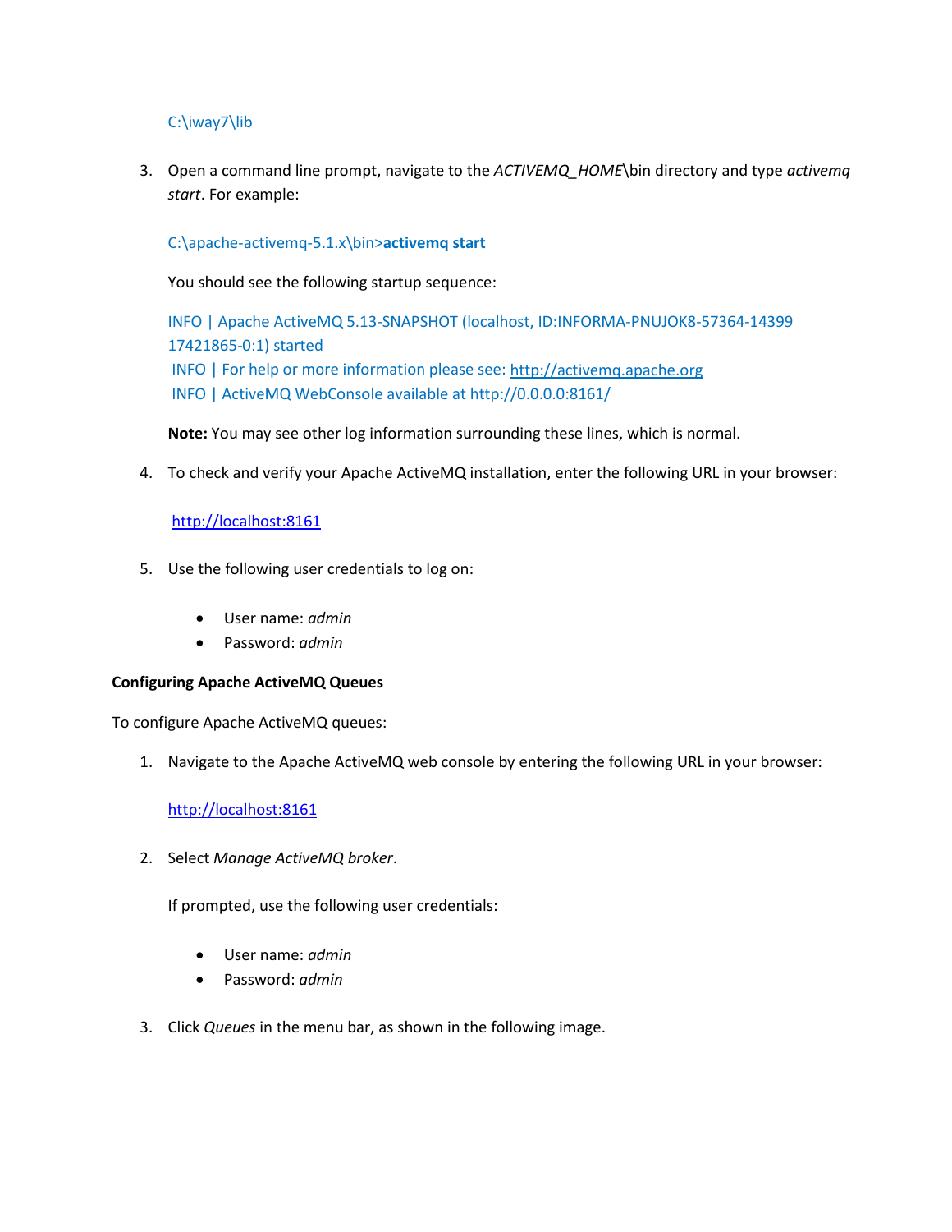C:\iway7\lib

3. Open a command line prompt, navigate to the *ACTIVEMQ_HOME*\bin directory and type *activemq start*. For example:

   C:\apache-activemq-5.1.x\bin>**activemq start**

   You should see the following startup sequence:

   ```
   INFO | Apache ActiveMQ 5.13-SNAPSHOT (localhost, ID:INFORMA-PNUJOK8-57364-14399 17421865-0:1) started
   INFO | For help or more information please see: http://activemq.apache.org
   INFO | ActiveMQ WebConsole available at http://0.0.0.0:8161/
   ```

   **Note:** You may see other log information surrounding these lines, which is normal.

4. To check and verify your Apache ActiveMQ installation, enter the following URL in your browser:

   http://localhost:8161

5. Use the following user credentials to log on:

   - User name: *admin*
   - Password: *admin*

**Configuring Apache ActiveMQ Queues**

To configure Apache ActiveMQ queues:

1. Navigate to the Apache ActiveMQ web console by entering the following URL in your browser:

   http://localhost:8161

2. Select *Manage ActiveMQ broker*.

   If prompted, use the following user credentials:

   - User name: *admin*
   - Password: *admin*

3. Click *Queues* in the menu bar, as shown in the following image.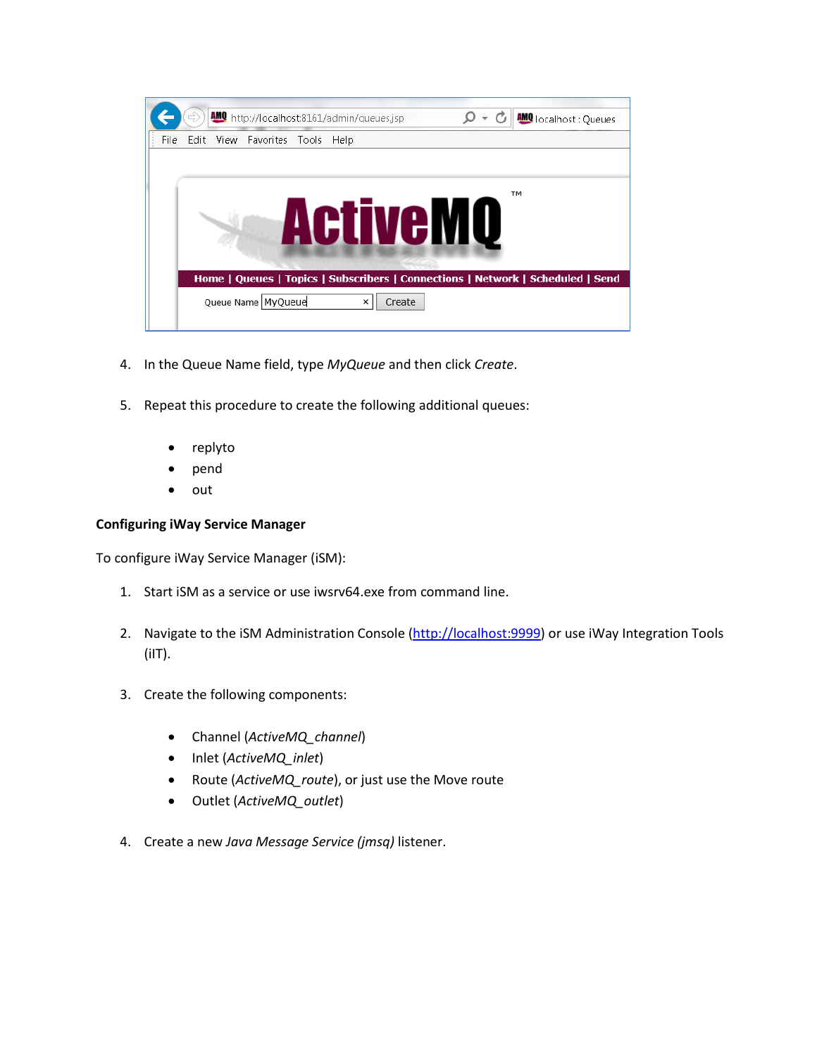4. In the Queue Name field, type *MyQueue* and then click *Create*.

5. Repeat this procedure to create the following additional queues:

   - replyto
   - pend
   - out

**Configuring iWay Service Manager**

To configure iWay Service Manager (iSM):

1. Start iSM as a service or use iwsrv64.exe from command line.

2. Navigate to the iSM Administration Console (http://localhost:9999) or use iWay Integration Tools (iIT).

3. Create the following components:

   - Channel (*ActiveMQ_channel*)
   - Inlet (*ActiveMQ_inlet*)
   - Route (*ActiveMQ_route*), or just use the Move route
   - Outlet (*ActiveMQ_outlet*)

4. Create a new *Java Message Service (jmsq)* listener.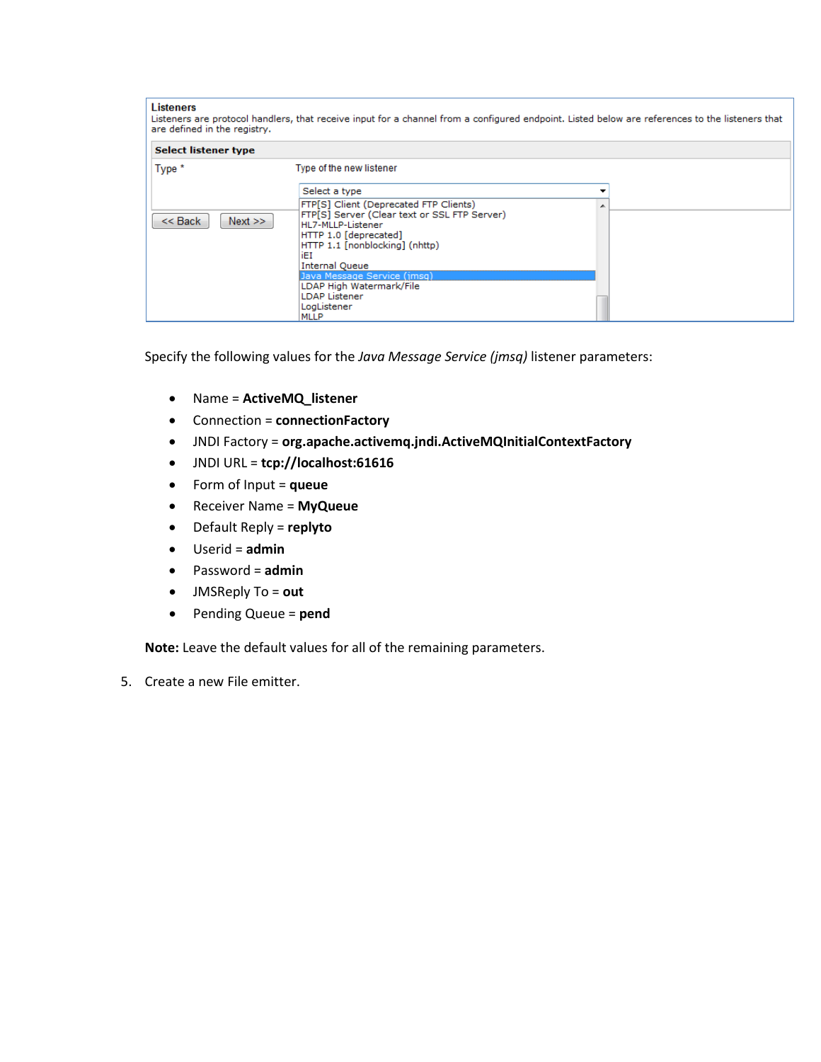**Listeners**
Listeners are protocol handlers, that receive input for a channel from a configured endpoint. Listed below are references to the listeners that are defined in the registry.

**Select listener type**

Type * — Type of the new listener

Select a type
- FTP[S] Client (Deprecated FTP Clients)
- FTP[S] Server (Clear text or SSL FTP Server)
- HL7-MLLP-Listener
- HTTP 1.0 [deprecated]
- HTTP 1.1 [nonblocking] (nhttp)
- iEI
- Internal Queue
- Java Message Service (jmsq)
- LDAP High Watermark/File
- LDAP Listener
- LogListener
- MLLP

<< Back    Next >>

Specify the following values for the *Java Message Service (jmsq)* listener parameters:

- Name = **ActiveMQ_listener**
- Connection = **connectionFactory**
- JNDI Factory = **org.apache.activemq.jndi.ActiveMQInitialContextFactory**
- JNDI URL = **tcp://localhost:61616**
- Form of Input = **queue**
- Receiver Name = **MyQueue**
- Default Reply = **replyto**
- Userid = **admin**
- Password = **admin**
- JMSReply To = **out**
- Pending Queue = **pend**

**Note:** Leave the default values for all of the remaining parameters.

5. Create a new File emitter.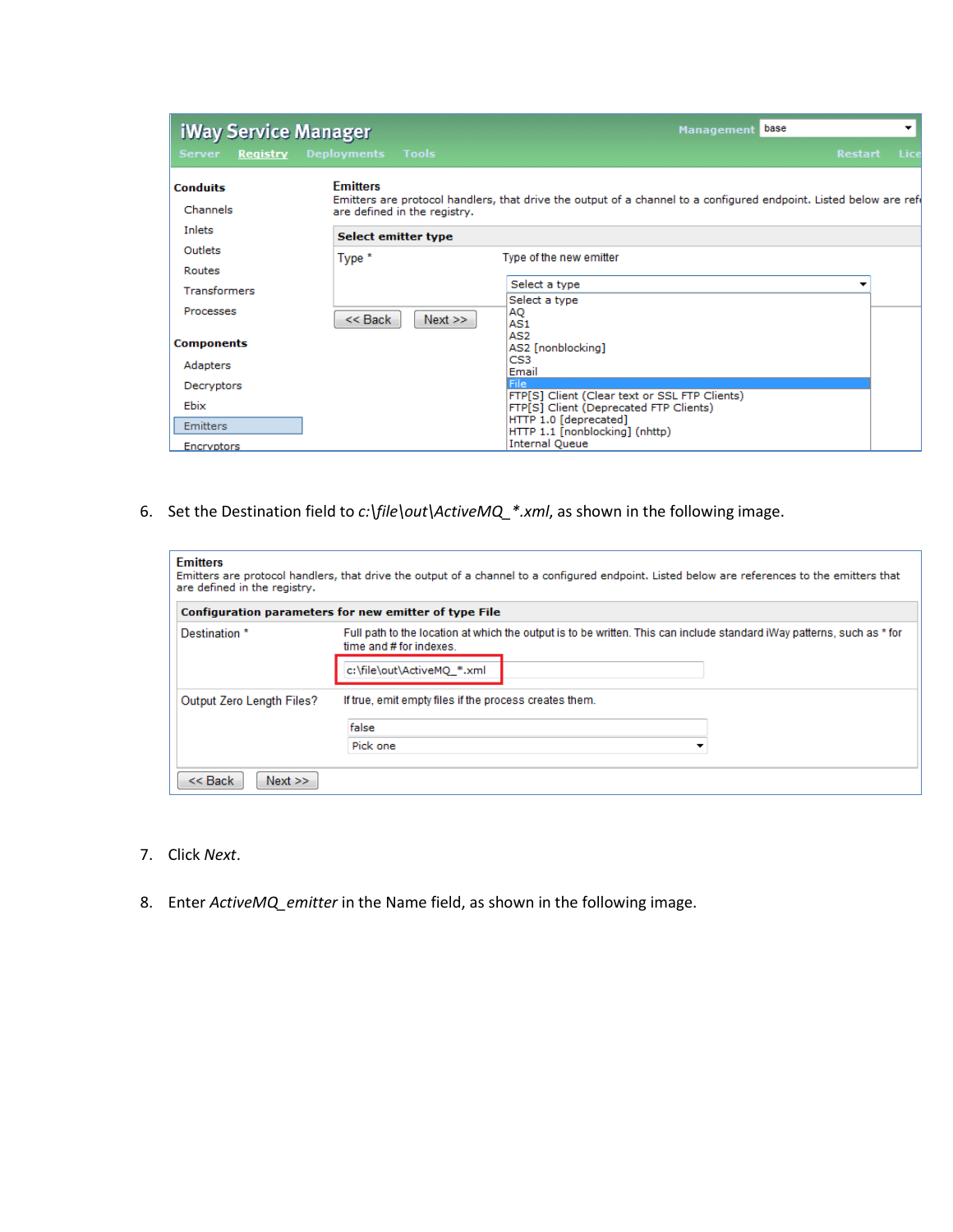6. Set the Destination field to *c:\file\out\ActiveMQ_*.xml*, as shown in the following image.

7. Click *Next*.

8. Enter *ActiveMQ_emitter* in the Name field, as shown in the following image.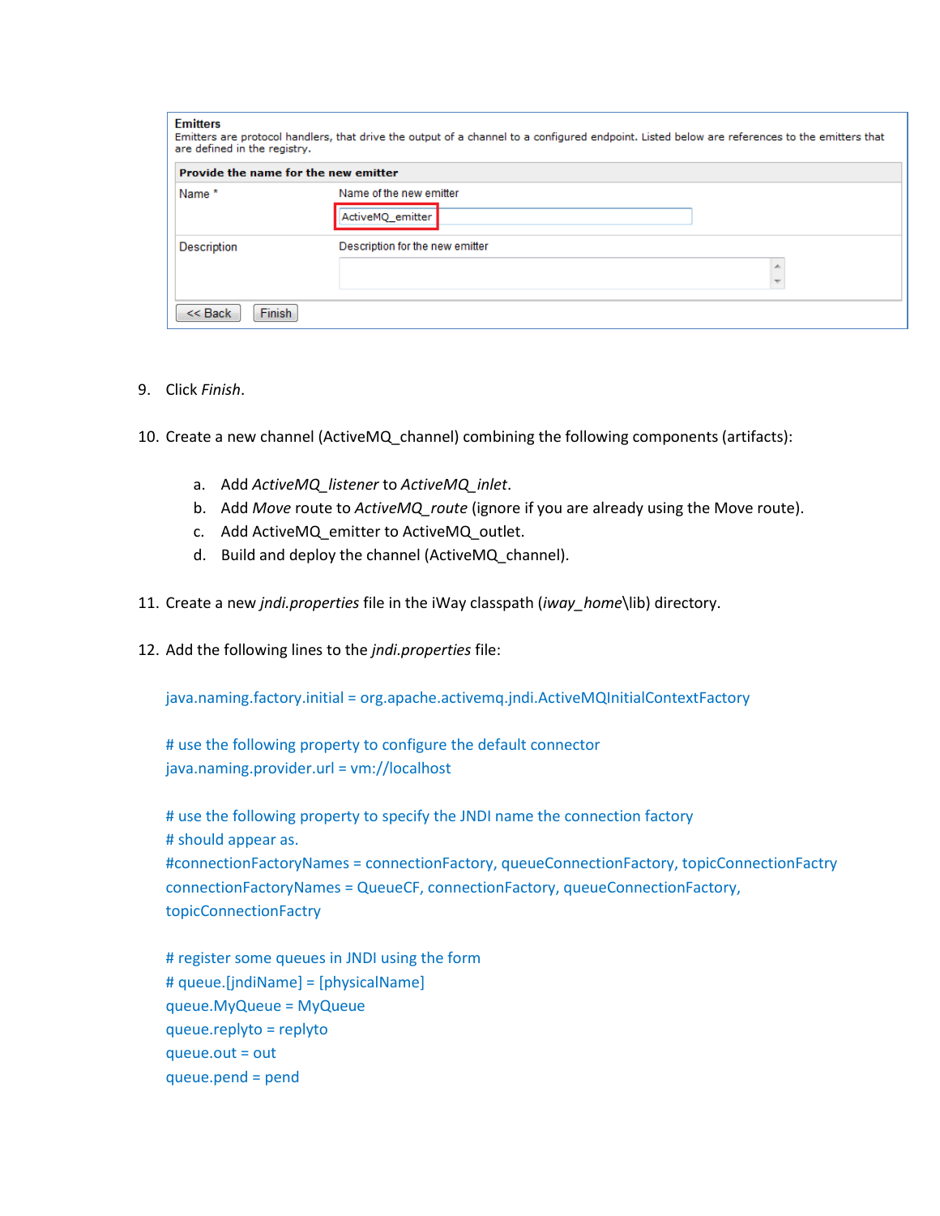**Emitters**

Emitters are protocol handlers, that drive the output of a channel to a configured endpoint. Listed below are references to the emitters that are defined in the registry.

| Provide the name for the new emitter | |
|---|---|
| Name * | Name of the new emitter<br>ActiveMQ_emitter |
| Description | Description for the new emitter |

<< Back  Finish

9. Click *Finish*.

10. Create a new channel (ActiveMQ_channel) combining the following components (artifacts):

    a. Add *ActiveMQ_listener* to *ActiveMQ_inlet*.
    b. Add *Move* route to *ActiveMQ_route* (ignore if you are already using the Move route).
    c. Add ActiveMQ_emitter to ActiveMQ_outlet.
    d. Build and deploy the channel (ActiveMQ_channel).

11. Create a new *jndi.properties* file in the iWay classpath (*iway_home*\lib) directory.

12. Add the following lines to the *jndi.properties* file:

```
java.naming.factory.initial = org.apache.activemq.jndi.ActiveMQInitialContextFactory

# use the following property to configure the default connector
java.naming.provider.url = vm://localhost

# use the following property to specify the JNDI name the connection factory
# should appear as.
#connectionFactoryNames = connectionFactory, queueConnectionFactory, topicConnectionFactry
connectionFactoryNames = QueueCF, connectionFactory, queueConnectionFactory,
topicConnectionFactry

# register some queues in JNDI using the form
# queue.[jndiName] = [physicalName]
queue.MyQueue = MyQueue
queue.replyto = replyto
queue.out = out
queue.pend = pend
```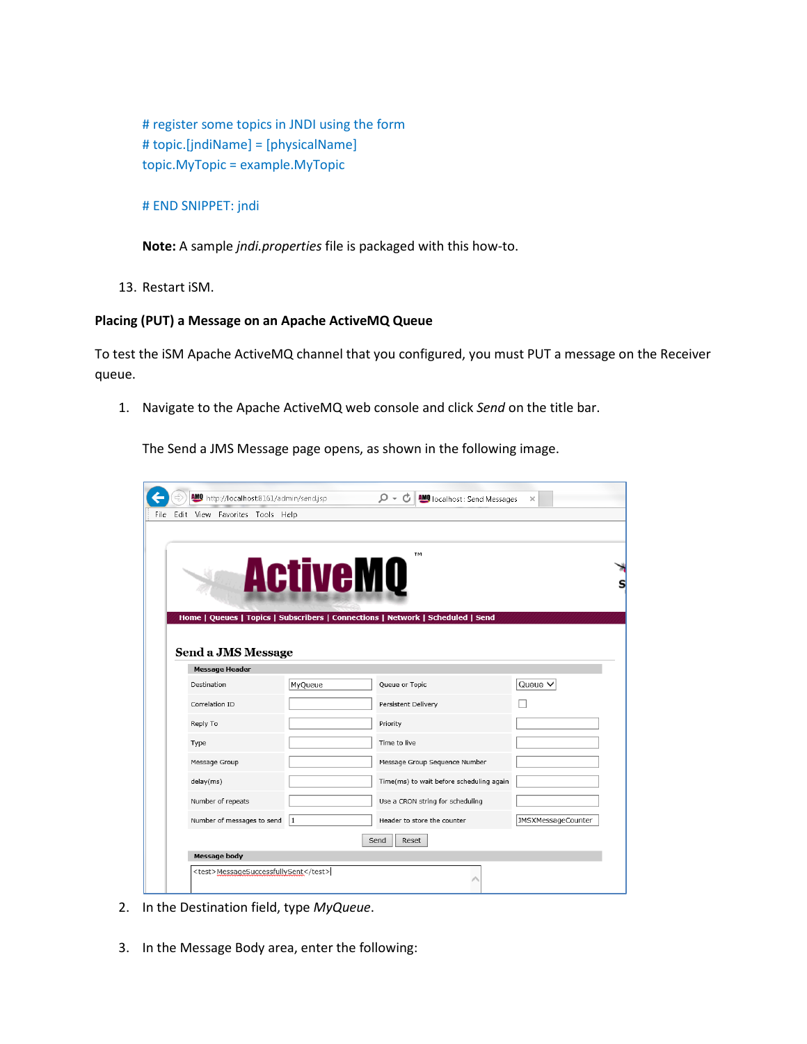```
# register some topics in JNDI using the form
# topic.[jndiName] = [physicalName]
topic.MyTopic = example.MyTopic

# END SNIPPET: jndi
```

**Note:** A sample *jndi.properties* file is packaged with this how-to.

13. Restart iSM.

**Placing (PUT) a Message on an Apache ActiveMQ Queue**

To test the iSM Apache ActiveMQ channel that you configured, you must PUT a message on the Receiver queue.

1. Navigate to the Apache ActiveMQ web console and click *Send* on the title bar.

   The Send a JMS Message page opens, as shown in the following image.

2. In the Destination field, type *MyQueue*.

3. In the Message Body area, enter the following: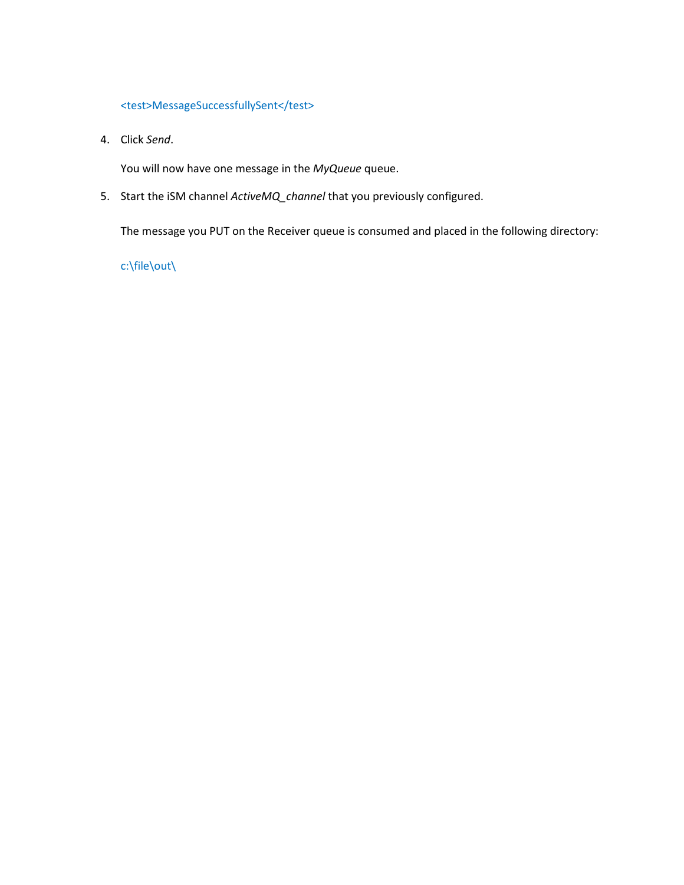```
<test>MessageSuccessfullySent</test>
```

4. Click *Send*.

   You will now have one message in the *MyQueue* queue.

5. Start the iSM channel *ActiveMQ_channel* that you previously configured.

   The message you PUT on the Receiver queue is consumed and placed in the following directory:

   ```
   c:\file\out\
   ```